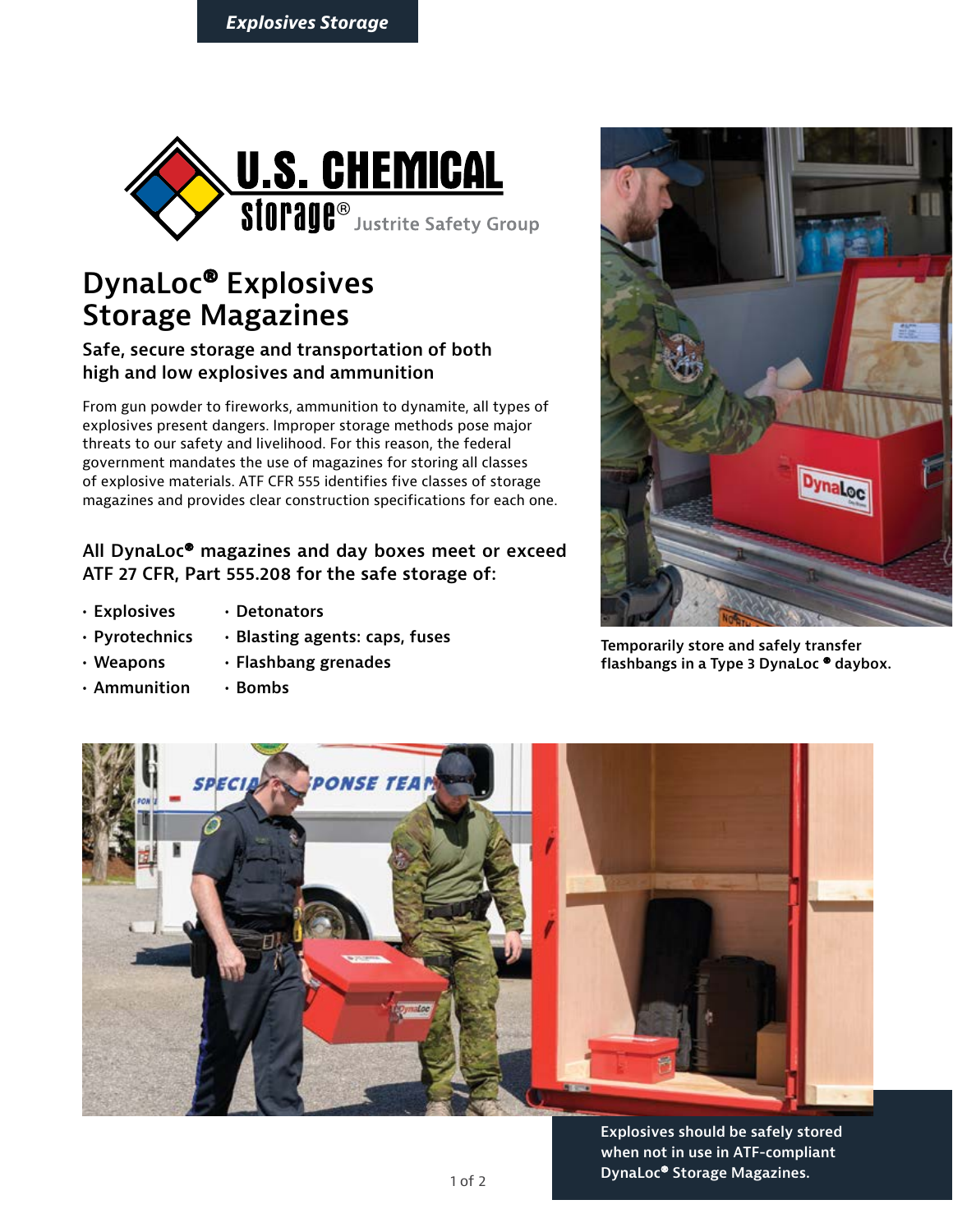*Explosives Storage*

U.S. CHEMICAL storage® Justrite Safety Group

# DynaLoc® Explosives Storage Magazines

## Safe, secure storage and transportation of both high and low explosives and ammunition

From gun powder to fireworks, ammunition to dynamite, all types of explosives present dangers. Improper storage methods pose major threats to our safety and livelihood. For this reason, the federal government mandates the use of magazines for storing all classes of explosive materials. ATF CFR 555 identifies five classes of storage magazines and provides clear construction specifications for each one.

### All DynaLoc® magazines and day boxes meet or exceed ATF 27 CFR, Part 555.208 for the safe storage of:

- Explosives
- Pyrotechnics
- Weapons
- Ammunition
- Detonators
- Blasting agents: caps, fuses
- Flashbang grenades
- Bombs

Temporarily store and safely transfer flashbangs in a Type 3 DynaLoc® daybox.

Explosives should be safely stored when not in use in ATF-compliant DynaLoc® Storage Magazines.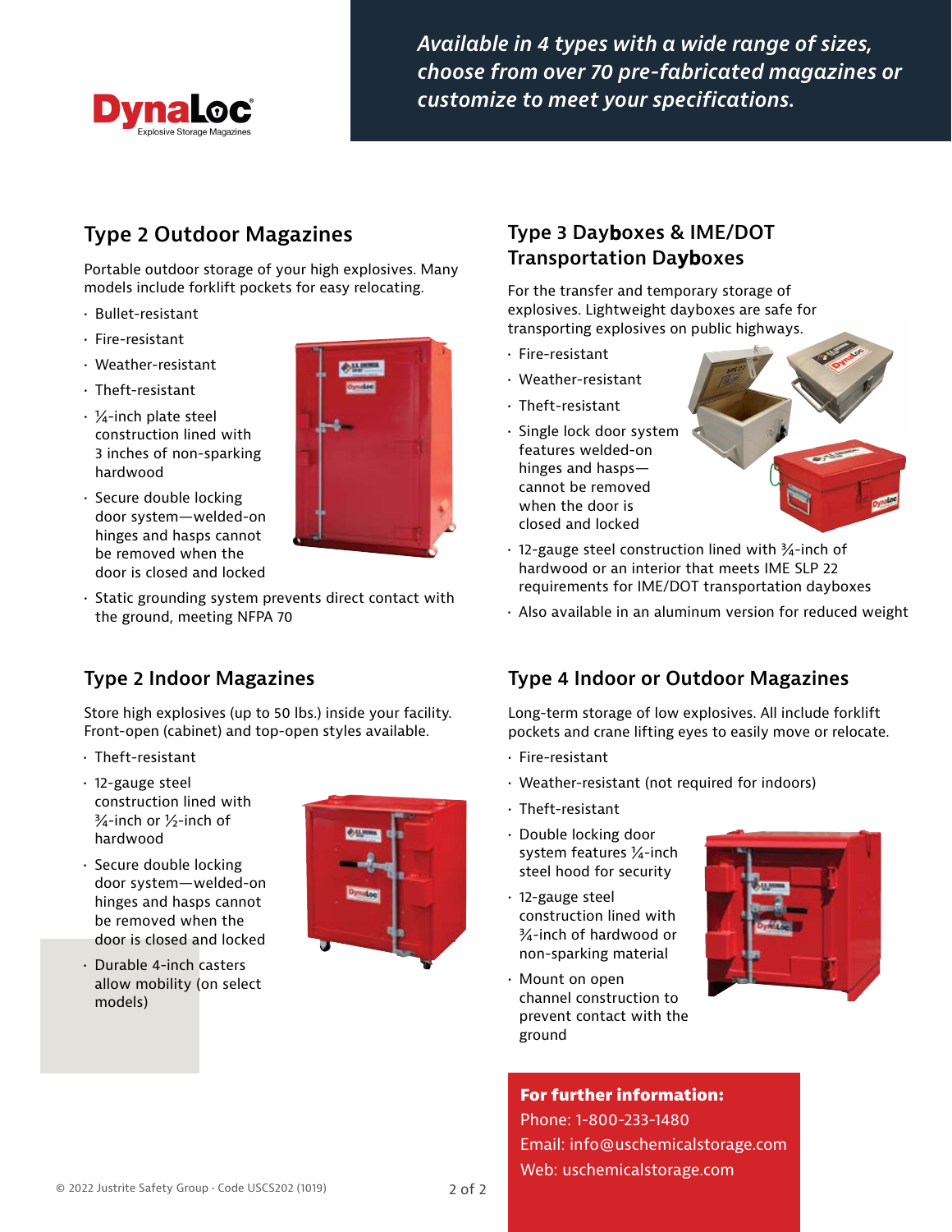*Available in 4 types with a wide range of sizes, choose from over 70 pre-fabricated magazines or customize to meet your specifications.*

## Type 2 Outdoor Magazines

Portable outdoor storage of your high explosives. Many models include forklift pockets for easy relocating.

- Bullet-resistant
- Fire-resistant
- Weather-resistant
- Theft-resistant
- ¼-inch plate steel construction lined with 3 inches of non-sparking hardwood
- Secure double locking door system—welded-on hinges and hasps cannot be removed when the door is closed and locked
- Static grounding system prevents direct contact with the ground, meeting NFPA 70

## Type 3 Dayboxes & IME/DOT Transportation Dayboxes

For the transfer and temporary storage of explosives. Lightweight dayboxes are safe for transporting explosives on public highways.

- Fire-resistant
- Weather-resistant
- Theft-resistant
- Single lock door system features welded-on hinges and hasps—cannot be removed when the door is closed and locked
- 12-gauge steel construction lined with ¾-inch of hardwood or an interior that meets IME SLP 22 requirements for IME/DOT transportation dayboxes
- Also available in an aluminum version for reduced weight

## Type 2 Indoor Magazines

Store high explosives (up to 50 lbs.) inside your facility. Front-open (cabinet) and top-open styles available.

- Theft-resistant
- 12-gauge steel construction lined with ¾-inch or ½-inch of hardwood
- Secure double locking door system—welded-on hinges and hasps cannot be removed when the door is closed and locked
- Durable 4-inch casters allow mobility (on select models)

## Type 4 Indoor or Outdoor Magazines

Long-term storage of low explosives. All include forklift pockets and crane lifting eyes to easily move or relocate.

- Fire-resistant
- Weather-resistant (not required for indoors)
- Theft-resistant
- Double locking door system features ¼-inch steel hood for security
- 12-gauge steel construction lined with ¾-inch of hardwood or non-sparking material
- Mount on open channel construction to prevent contact with the ground

**For further information:**
Phone: 1-800-233-1480
Email: info@uschemicalstorage.com
Web: uschemicalstorage.com

© 2022 Justrite Safety Group · Code USCS202 (1019)